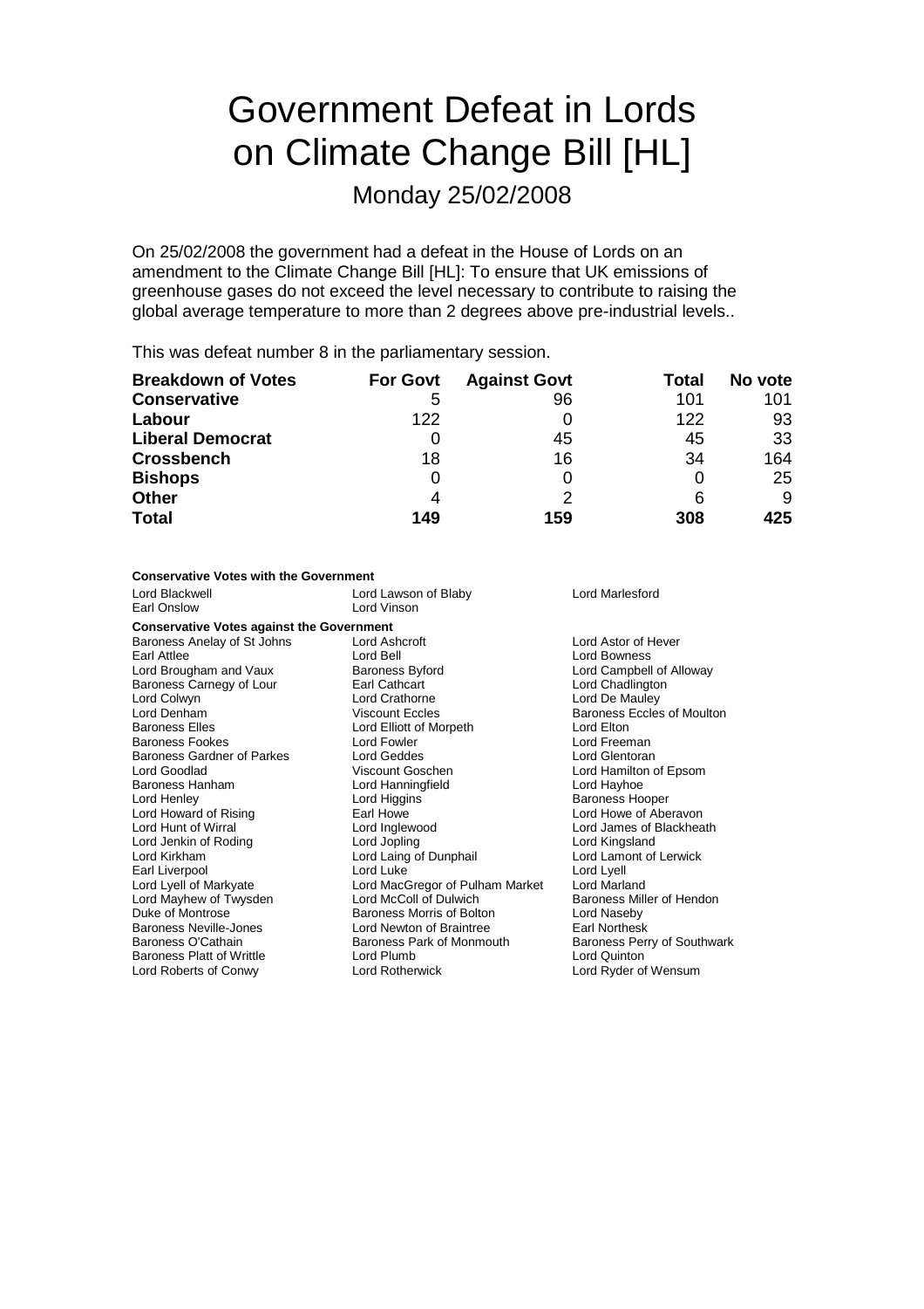# Government Defeat in Lords on Climate Change Bill [HL]

## Monday 25/02/2008

On 25/02/2008 the government had a defeat in the House of Lords on an amendment to the Climate Change Bill [HL]: To ensure that UK emissions of greenhouse gases do not exceed the level necessary to contribute to raising the global average temperature to more than 2 degrees above pre-industrial levels..

This was defeat number 8 in the parliamentary session.

| Breakdown of Votes | For Govt | Against Govt | Total | No vote |
|---|---|---|---|---|
| **Conservative** | 5 | 96 | 101 | 101 |
| **Labour** | 122 | 0 | 122 | 93 |
| **Liberal Democrat** | 0 | 45 | 45 | 33 |
| **Crossbench** | 18 | 16 | 34 | 164 |
| **Bishops** | 0 | 0 | 0 | 25 |
| **Other** | 4 | 2 | 6 | 9 |
| **Total** | **149** | **159** | **308** | **425** |

**Conservative Votes with the Government**

Lord Blackwell
Lord Lawson of Blaby
Lord Marlesford
Earl Onslow
Lord Vinson

**Conservative Votes against the Government**

Baroness Anelay of St Johns
Lord Ashcroft
Lord Astor of Hever
Earl Attlee
Lord Bell
Lord Bowness
Lord Brougham and Vaux
Baroness Byford
Lord Campbell of Alloway
Baroness Carnegy of Lour
Earl Cathcart
Lord Chadlington
Lord Colwyn
Lord Crathorne
Lord De Mauley
Lord Denham
Viscount Eccles
Baroness Eccles of Moulton
Baroness Elles
Lord Elliott of Morpeth
Lord Elton
Baroness Fookes
Lord Fowler
Lord Freeman
Baroness Gardner of Parkes
Lord Geddes
Lord Glentoran
Lord Goodlad
Viscount Goschen
Lord Hamilton of Epsom
Baroness Hanham
Lord Hanningfield
Lord Hayhoe
Lord Henley
Lord Higgins
Baroness Hooper
Lord Howard of Rising
Earl Howe
Lord Howe of Aberavon
Lord Hunt of Wirral
Lord Inglewood
Lord James of Blackheath
Lord Jenkin of Roding
Lord Jopling
Lord Kingsland
Lord Kirkham
Lord Laing of Dunphail
Lord Lamont of Lerwick
Earl Liverpool
Lord Luke
Lord Lyell
Lord Lyell of Markyate
Lord MacGregor of Pulham Market
Lord Marland
Lord Mayhew of Twysden
Lord McColl of Dulwich
Baroness Miller of Hendon
Duke of Montrose
Baroness Morris of Bolton
Lord Naseby
Baroness Neville-Jones
Lord Newton of Braintree
Earl Northesk
Baroness O'Cathain
Baroness Park of Monmouth
Baroness Perry of Southwark
Baroness Platt of Writtle
Lord Plumb
Lord Quinton
Lord Roberts of Conwy
Lord Rotherwick
Lord Ryder of Wensum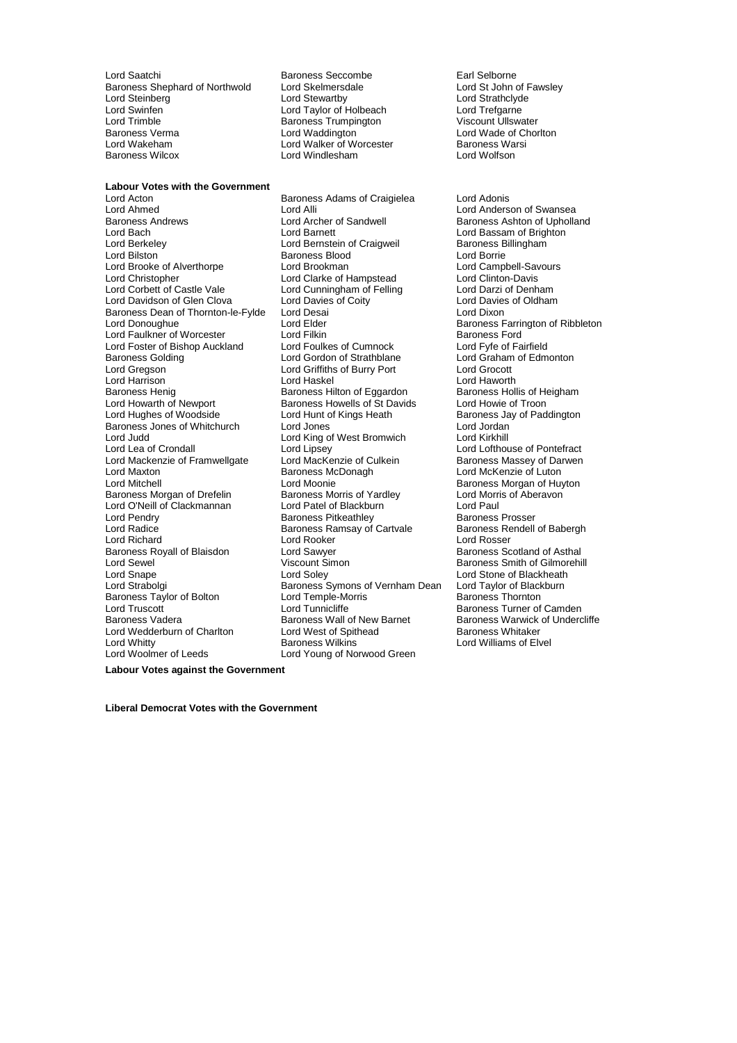Lord Saatchi
Baroness Seccombe
Earl Selborne
Baroness Shephard of Northwold
Lord Skelmersdale
Lord St John of Fawsley
Lord Steinberg
Lord Stewartby
Lord Strathclyde
Lord Swinfen
Lord Taylor of Holbeach
Lord Trefgarne
Lord Trimble
Baroness Trumpington
Viscount Ullswater
Baroness Verma
Lord Waddington
Lord Wade of Chorlton
Lord Wakeham
Lord Walker of Worcester
Baroness Warsi
Baroness Wilcox
Lord Windlesham
Lord Wolfson

**Labour Votes with the Government**

Lord Acton
Baroness Adams of Craigielea
Lord Adonis
Lord Ahmed
Lord Alli
Lord Anderson of Swansea
Baroness Andrews
Lord Archer of Sandwell
Baroness Ashton of Upholland
Lord Bach
Lord Barnett
Lord Bassam of Brighton
Lord Berkeley
Lord Bernstein of Craigweil
Baroness Billingham
Lord Bilston
Baroness Blood
Lord Borrie
Lord Brooke of Alverthorpe
Lord Brookman
Lord Campbell-Savours
Lord Christopher
Lord Clarke of Hampstead
Lord Clinton-Davis
Lord Corbett of Castle Vale
Lord Cunningham of Felling
Lord Darzi of Denham
Lord Davidson of Glen Clova
Lord Davies of Coity
Lord Davies of Oldham
Baroness Dean of Thornton-le-Fylde
Lord Desai
Lord Dixon
Lord Donoughue
Lord Elder
Baroness Farrington of Ribbleton
Lord Faulkner of Worcester
Lord Filkin
Baroness Ford
Lord Foster of Bishop Auckland
Lord Foulkes of Cumnock
Lord Fyfe of Fairfield
Baroness Golding
Lord Gordon of Strathblane
Lord Graham of Edmonton
Lord Gregson
Lord Griffiths of Burry Port
Lord Grocott
Lord Harrison
Lord Haskel
Lord Haworth
Baroness Henig
Baroness Hilton of Eggardon
Baroness Hollis of Heigham
Lord Howarth of Newport
Baroness Howells of St Davids
Lord Howie of Troon
Lord Hughes of Woodside
Lord Hunt of Kings Heath
Baroness Jay of Paddington
Baroness Jones of Whitchurch
Lord Jones
Lord Jordan
Lord Judd
Lord King of West Bromwich
Lord Kirkhill
Lord Lea of Crondall
Lord Lipsey
Lord Lofthouse of Pontefract
Lord Mackenzie of Framwellgate
Lord MacKenzie of Culkein
Baroness Massey of Darwen
Lord Maxton
Baroness McDonagh
Lord McKenzie of Luton
Lord Mitchell
Lord Moonie
Baroness Morgan of Huyton
Baroness Morgan of Drefelin
Baroness Morris of Yardley
Lord Morris of Aberavon
Lord O'Neill of Clackmannan
Lord Patel of Blackburn
Lord Paul
Lord Pendry
Baroness Pitkeathley
Baroness Prosser
Lord Radice
Baroness Ramsay of Cartvale
Baroness Rendell of Babergh
Lord Richard
Lord Rooker
Lord Rosser
Baroness Royall of Blaisdon
Lord Sawyer
Baroness Scotland of Asthal
Lord Sewel
Viscount Simon
Baroness Smith of Gilmorehill
Lord Snape
Lord Soley
Lord Stone of Blackheath
Lord Strabolgi
Baroness Symons of Vernham Dean
Lord Taylor of Blackburn
Baroness Taylor of Bolton
Lord Temple-Morris
Baroness Thornton
Lord Truscott
Lord Tunnicliffe
Baroness Turner of Camden
Baroness Vadera
Baroness Wall of New Barnet
Baroness Warwick of Undercliffe
Lord Wedderburn of Charlton
Lord West of Spithead
Baroness Whitaker
Lord Whitty
Baroness Wilkins
Lord Williams of Elvel
Lord Woolmer of Leeds
Lord Young of Norwood Green

**Labour Votes against the Government**

**Liberal Democrat Votes with the Government**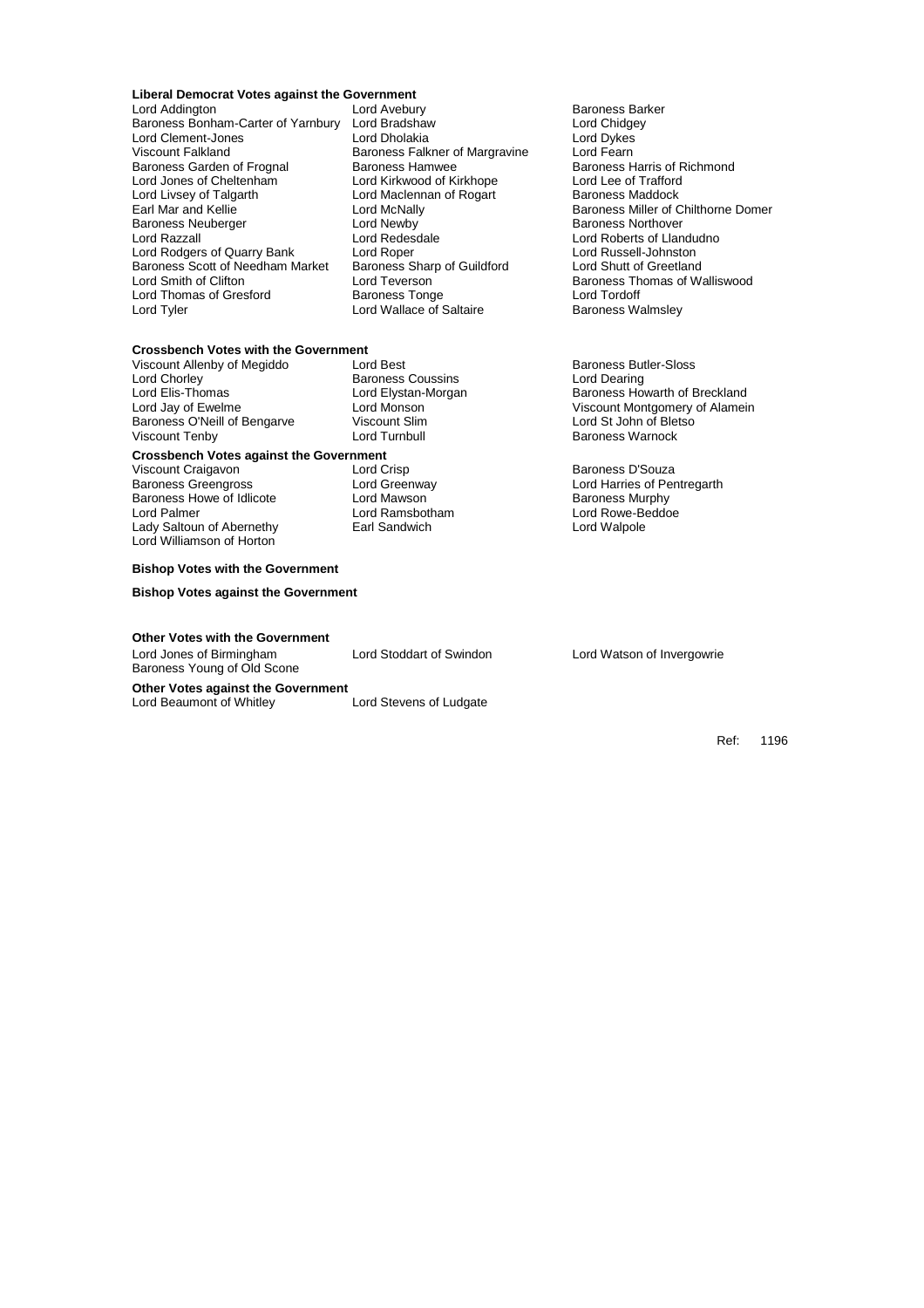**Liberal Democrat Votes against the Government**

Lord Addington, Lord Avebury, Baroness Barker, Baroness Bonham-Carter of Yarnbury, Lord Bradshaw, Lord Chidgey, Lord Clement-Jones, Lord Dholakia, Lord Dykes, Viscount Falkland, Baroness Falkner of Margravine, Lord Fearn, Baroness Garden of Frognal, Baroness Hamwee, Baroness Harris of Richmond, Lord Jones of Cheltenham, Lord Kirkwood of Kirkhope, Lord Lee of Trafford, Lord Livsey of Talgarth, Lord Maclennan of Rogart, Baroness Maddock, Earl Mar and Kellie, Lord McNally, Baroness Miller of Chilthorne Domer, Baroness Neuberger, Lord Newby, Baroness Northover, Lord Razzall, Lord Redesdale, Lord Roberts of Llandudno, Lord Rodgers of Quarry Bank, Lord Roper, Lord Russell-Johnston, Baroness Scott of Needham Market, Baroness Sharp of Guildford, Lord Shutt of Greetland, Lord Smith of Clifton, Lord Teverson, Baroness Thomas of Walliswood, Lord Thomas of Gresford, Baroness Tonge, Lord Tordoff, Lord Tyler, Lord Wallace of Saltaire, Baroness Walmsley

**Crossbench Votes with the Government**

Viscount Allenby of Megiddo, Lord Best, Baroness Butler-Sloss, Lord Chorley, Baroness Coussins, Lord Dearing, Lord Elis-Thomas, Lord Elystan-Morgan, Baroness Howarth of Breckland, Lord Jay of Ewelme, Lord Monson, Viscount Montgomery of Alamein, Baroness O'Neill of Bengarve, Viscount Slim, Lord St John of Bletso, Viscount Tenby, Lord Turnbull, Baroness Warnock

**Crossbench Votes against the Government**

Viscount Craigavon, Lord Crisp, Baroness D'Souza, Baroness Greengross, Lord Greenway, Lord Harries of Pentregarth, Baroness Howe of Idlicote, Lord Mawson, Baroness Murphy, Lord Palmer, Lord Ramsbotham, Lord Rowe-Beddoe, Lady Saltoun of Abernethy, Earl Sandwich, Lord Walpole, Lord Williamson of Horton

**Bishop Votes with the Government**

**Bishop Votes against the Government**

**Other Votes with the Government**

Lord Jones of Birmingham, Lord Stoddart of Swindon, Lord Watson of Invergowrie, Baroness Young of Old Scone

**Other Votes against the Government**

Lord Beaumont of Whitley, Lord Stevens of Ludgate

Ref: 1196